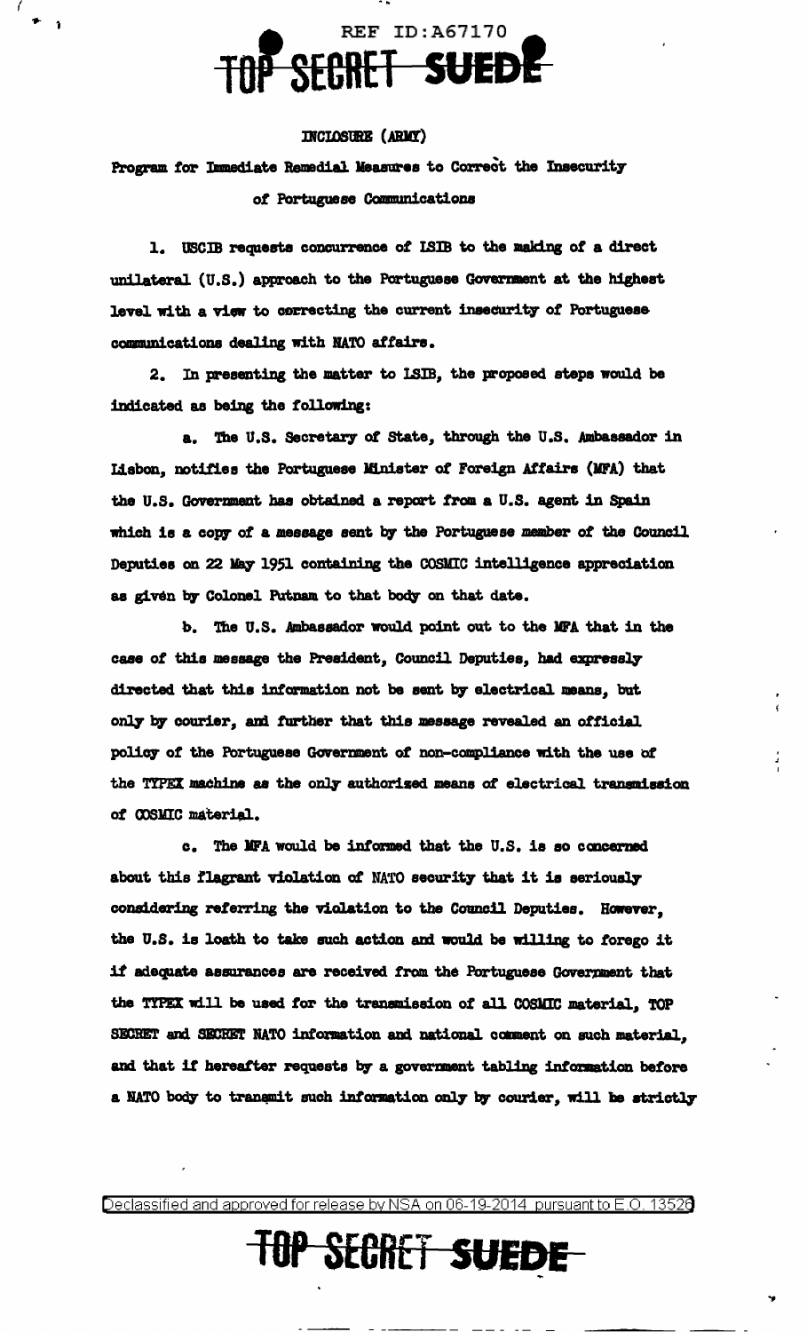INCLOSURE (ARMY)

Program for Immediate Remedial Measures to Correct the Insecurity of Portuguese Communications

1. USCIB requests concurrence of ISIB to the making of a direct unilateral (U.S.) approach to the Portuguese Government at the highest level with a view to correcting the current insecurity of Portuguese communications dealing with NATO affairs.

2. In presenting the matter to ISIB, the proposed steps would be indicated as being the following:

a. The U.S. Secretary of State, through the U.S. Ambassador in Lisbon, notifies the Portuguese Minister of Foreign Affairs (MFA) that the U.S. Government has obtained a report from a U.S. agent in Spain which is a copy of a message sent by the Portuguese member of the Council Deputies on 22 May 1951 containing the COSMIC intelligence appreciation as given by Colonel Putnam to that body on that date.

b. The U.S. Ambassador would point out to the MFA that in the case of this message the President, Council Deputies, had expressly directed that this information not be sent by electrical means, but only by courier, and further that this message revealed an official policy of the Portuguese Government of non-compliance with the use of the TYPEX machine as the only authorized means of electrical transmission of COSMIC material.

c. The MFA would be informed that the U.S. is so concerned about this flagrant violation of NATO security that it is seriously considering referring the violation to the Council Deputies. However, the U.S. is loath to take such action and would be willing to forego it if adequate assurances are received from the Portuguese Government that the TYPEX will be used for the transmission of all COSMIC material, TOP SECRET and SECRET NATO information and national comment on such material, and that if hereafter requests by a government tabling information before a NATO body to transmit such information only by courier, will be strictly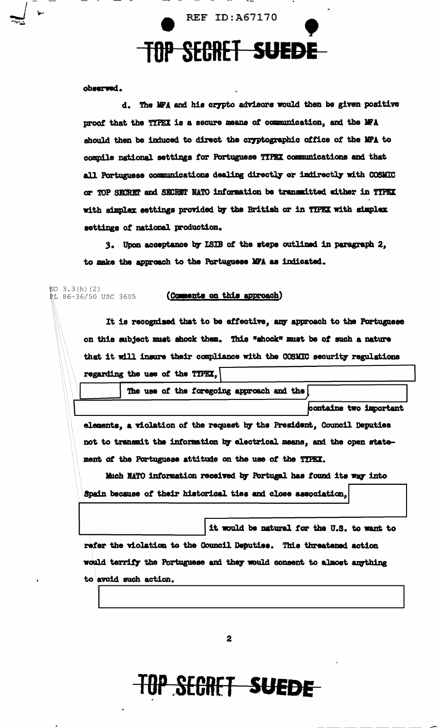observed.

d. The MFA and his crypto advisors would then be given positive proof that the TYPEX is a secure means of communication, and the MFA should then be induced to direct the cryptographic office of the MFA to compile national settings for Portuguese TYPEX communications and that all Portuguese communications dealing directly or indirectly with COSMIC or TOP SECRET and SECRET NATO information be transmitted either in TYPEX with simplex settings provided by the British or in TYPEX with simplex settings of national production.

3. Upon acceptance by ISIB of the steps outlined in paragraph 2, to make the approach to the Portuguese MFA as indicated.

EO 3.3(h)(2)
PL 86-36/50 USC 3605

(Comments on this approach)

It is recognized that to be effective, any approach to the Portuguese on this subject must shock them. This "shock" must be of such a nature that it will insure their compliance with the COSMIC security regulations regarding the use of the TYPEX, [REDACTED] The use of the foregoing approach and the [REDACTED] contains two important elements, a violation of the request by the President, Council Deputies not to transmit the information by electrical means, and the open statement of the Portuguese attitude on the use of the TYPEX.

Much NATO information received by Portugal has found its way into Spain because of their historical ties and close association, [REDACTED] it would be natural for the U.S. to want to refer the violation to the Council Deputies. This threatened action would terrify the Portuguese and they would consent to almost anything to avoid such action.

[REDACTED]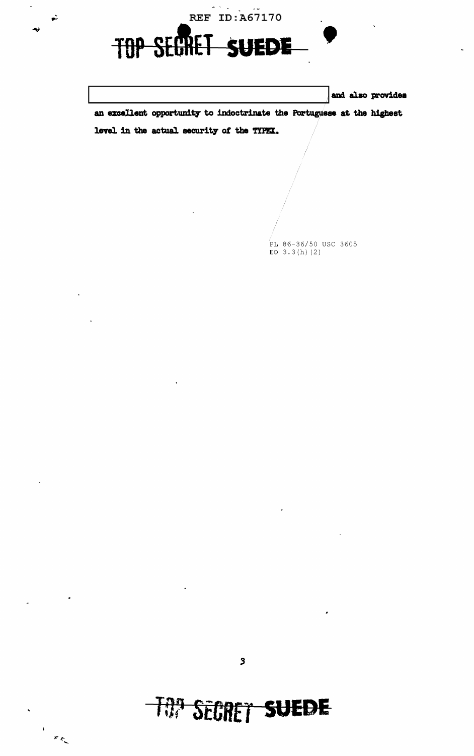REF ID:A67170

TOP SECRET SUEDE

[redacted] and also provides an excellent opportunity to indoctrinate the Portuguese at the highest level in the actual security of the TYPEX.

PL 86-36/50 USC 3605
EO 3.3(h)(2)

TOP SECRET SUEDE